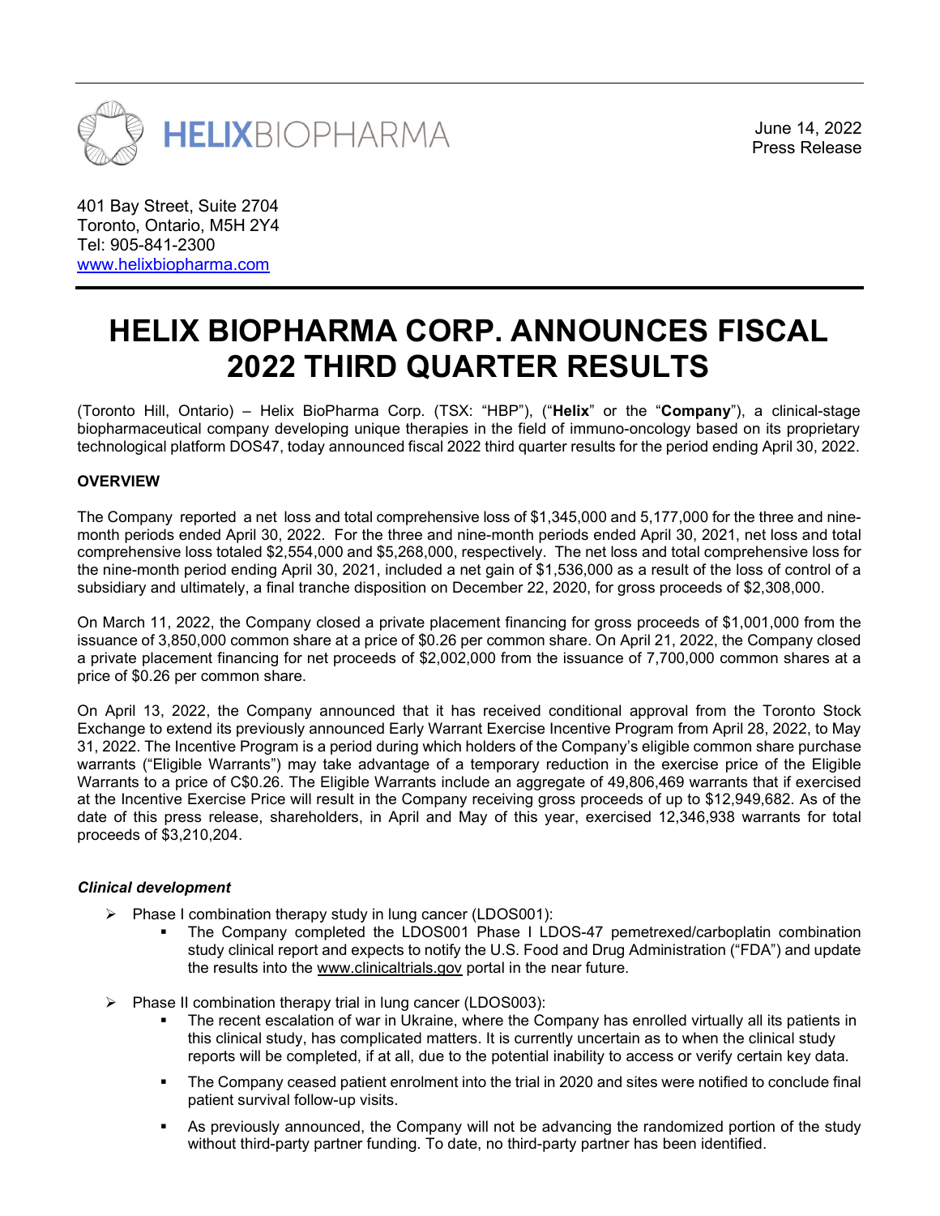June 14, 2022
Press Release

401 Bay Street, Suite 2704
Toronto, Ontario, M5H 2Y4
Tel: 905-841-2300
www.helixbiopharma.com

# HELIX BIOPHARMA CORP. ANNOUNCES FISCAL 2022 THIRD QUARTER RESULTS

(Toronto Hill, Ontario) – Helix BioPharma Corp. (TSX: "HBP"), ("**Helix**" or the "**Company**"), a clinical-stage biopharmaceutical company developing unique therapies in the field of immuno-oncology based on its proprietary technological platform DOS47, today announced fiscal 2022 third quarter results for the period ending April 30, 2022.

**OVERVIEW**

The Company reported a net loss and total comprehensive loss of $1,345,000 and 5,177,000 for the three and nine-month periods ended April 30, 2022. For the three and nine-month periods ended April 30, 2021, net loss and total comprehensive loss totaled $2,554,000 and $5,268,000, respectively. The net loss and total comprehensive loss for the nine-month period ending April 30, 2021, included a net gain of $1,536,000 as a result of the loss of control of a subsidiary and ultimately, a final tranche disposition on December 22, 2020, for gross proceeds of $2,308,000.

On March 11, 2022, the Company closed a private placement financing for gross proceeds of $1,001,000 from the issuance of 3,850,000 common share at a price of $0.26 per common share. On April 21, 2022, the Company closed a private placement financing for net proceeds of $2,002,000 from the issuance of 7,700,000 common shares at a price of $0.26 per common share.

On April 13, 2022, the Company announced that it has received conditional approval from the Toronto Stock Exchange to extend its previously announced Early Warrant Exercise Incentive Program from April 28, 2022, to May 31, 2022. The Incentive Program is a period during which holders of the Company's eligible common share purchase warrants ("Eligible Warrants") may take advantage of a temporary reduction in the exercise price of the Eligible Warrants to a price of C$0.26. The Eligible Warrants include an aggregate of 49,806,469 warrants that if exercised at the Incentive Exercise Price will result in the Company receiving gross proceeds of up to $12,949,682. As of the date of this press release, shareholders, in April and May of this year, exercised 12,346,938 warrants for total proceeds of $3,210,204.

***Clinical development***

- Phase I combination therapy study in lung cancer (LDOS001):
  - The Company completed the LDOS001 Phase I LDOS-47 pemetrexed/carboplatin combination study clinical report and expects to notify the U.S. Food and Drug Administration ("FDA") and update the results into the www.clinicaltrials.gov portal in the near future.
- Phase II combination therapy trial in lung cancer (LDOS003):
  - The recent escalation of war in Ukraine, where the Company has enrolled virtually all its patients in this clinical study, has complicated matters. It is currently uncertain as to when the clinical study reports will be completed, if at all, due to the potential inability to access or verify certain key data.
  - The Company ceased patient enrolment into the trial in 2020 and sites were notified to conclude final patient survival follow-up visits.
  - As previously announced, the Company will not be advancing the randomized portion of the study without third-party partner funding. To date, no third-party partner has been identified.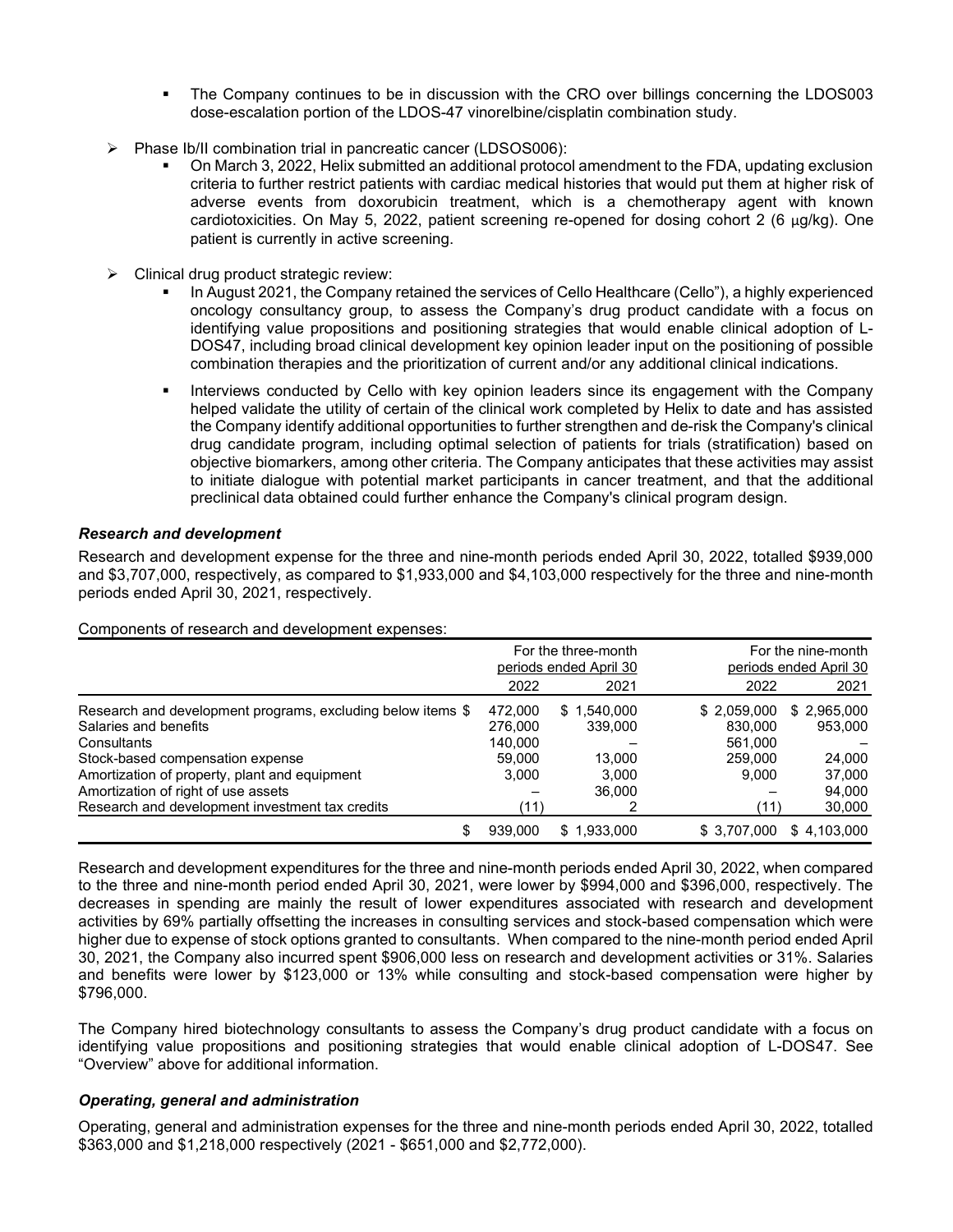- The Company continues to be in discussion with the CRO over billings concerning the LDOS003 dose-escalation portion of the LDOS-47 vinorelbine/cisplatin combination study.

- Phase Ib/II combination trial in pancreatic cancer (LDSOS006):
    - On March 3, 2022, Helix submitted an additional protocol amendment to the FDA, updating exclusion criteria to further restrict patients with cardiac medical histories that would put them at higher risk of adverse events from doxorubicin treatment, which is a chemotherapy agent with known cardiotoxicities. On May 5, 2022, patient screening re-opened for dosing cohort 2 (6 μg/kg). One patient is currently in active screening.

- Clinical drug product strategic review:
    - In August 2021, the Company retained the services of Cello Healthcare (Cello"), a highly experienced oncology consultancy group, to assess the Company's drug product candidate with a focus on identifying value propositions and positioning strategies that would enable clinical adoption of L-DOS47, including broad clinical development key opinion leader input on the positioning of possible combination therapies and the prioritization of current and/or any additional clinical indications.
    - Interviews conducted by Cello with key opinion leaders since its engagement with the Company helped validate the utility of certain of the clinical work completed by Helix to date and has assisted the Company identify additional opportunities to further strengthen and de-risk the Company's clinical drug candidate program, including optimal selection of patients for trials (stratification) based on objective biomarkers, among other criteria. The Company anticipates that these activities may assist to initiate dialogue with potential market participants in cancer treatment, and that the additional preclinical data obtained could further enhance the Company's clinical program design.

### *Research and development*

Research and development expense for the three and nine-month periods ended April 30, 2022, totalled $939,000 and $3,707,000, respectively, as compared to $1,933,000 and $4,103,000 respectively for the three and nine-month periods ended April 30, 2021, respectively.

Components of research and development expenses:

| | For the three-month periods ended April 30 | | For the nine-month periods ended April 30 | |
|---|---|---|---|---|
| | 2022 | 2021 | 2022 | 2021 |
| Research and development programs, excluding below items | $ 472,000 | $ 1,540,000 | $ 2,059,000 | $ 2,965,000 |
| Salaries and benefits | 276,000 | 339,000 | 830,000 | 953,000 |
| Consultants | 140,000 | – | 561,000 | – |
| Stock-based compensation expense | 59,000 | 13,000 | 259,000 | 24,000 |
| Amortization of property, plant and equipment | 3,000 | 3,000 | 9,000 | 37,000 |
| Amortization of right of use assets | – | 36,000 | – | 94,000 |
| Research and development investment tax credits | (11) | 2 | (11) | 30,000 |
| | $ 939,000 | $ 1,933,000 | $ 3,707,000 | $ 4,103,000 |

Research and development expenditures for the three and nine-month periods ended April 30, 2022, when compared to the three and nine-month period ended April 30, 2021, were lower by $994,000 and $396,000, respectively. The decreases in spending are mainly the result of lower expenditures associated with research and development activities by 69% partially offsetting the increases in consulting services and stock-based compensation which were higher due to expense of stock options granted to consultants. When compared to the nine-month period ended April 30, 2021, the Company also incurred spent $906,000 less on research and development activities or 31%. Salaries and benefits were lower by $123,000 or 13% while consulting and stock-based compensation were higher by $796,000.

The Company hired biotechnology consultants to assess the Company's drug product candidate with a focus on identifying value propositions and positioning strategies that would enable clinical adoption of L-DOS47. See "Overview" above for additional information.

### *Operating, general and administration*

Operating, general and administration expenses for the three and nine-month periods ended April 30, 2022, totalled $363,000 and $1,218,000 respectively (2021 - $651,000 and $2,772,000).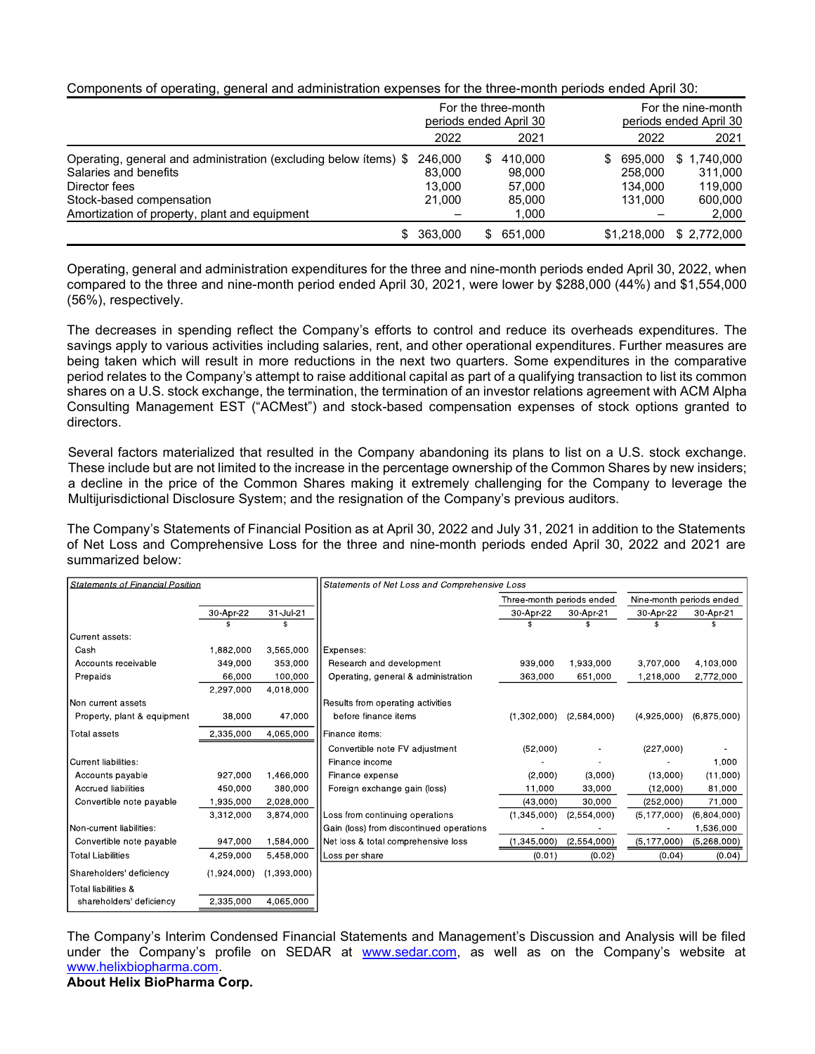Components of operating, general and administration expenses for the three-month periods ended April 30:

| | For the three-month periods ended April 30 | | For the nine-month periods ended April 30 | |
|---|---|---|---|---|
| | 2022 | 2021 | 2022 | 2021 |
| Operating, general and administration (excluding below items) | $ 246,000 | $ 410,000 | $ 695,000 | $ 1,740,000 |
| Salaries and benefits | 83,000 | 98,000 | 258,000 | 311,000 |
| Director fees | 13,000 | 57,000 | 134,000 | 119,000 |
| Stock-based compensation | 21,000 | 85,000 | 131,000 | 600,000 |
| Amortization of property, plant and equipment | – | 1,000 | – | 2,000 |
| | $ 363,000 | $ 651,000 | $1,218,000 | $ 2,772,000 |

Operating, general and administration expenditures for the three and nine-month periods ended April 30, 2022, when compared to the three and nine-month period ended April 30, 2021, were lower by $288,000 (44%) and $1,554,000 (56%), respectively.

The decreases in spending reflect the Company's efforts to control and reduce its overheads expenditures. The savings apply to various activities including salaries, rent, and other operational expenditures. Further measures are being taken which will result in more reductions in the next two quarters. Some expenditures in the comparative period relates to the Company's attempt to raise additional capital as part of a qualifying transaction to list its common shares on a U.S. stock exchange, the termination, the termination of an investor relations agreement with ACM Alpha Consulting Management EST ("ACMest") and stock-based compensation expenses of stock options granted to directors.

Several factors materialized that resulted in the Company abandoning its plans to list on a U.S. stock exchange. These include but are not limited to the increase in the percentage ownership of the Common Shares by new insiders; a decline in the price of the Common Shares making it extremely challenging for the Company to leverage the Multijurisdictional Disclosure System; and the resignation of the Company's previous auditors.

The Company's Statements of Financial Position as at April 30, 2022 and July 31, 2021 in addition to the Statements of Net Loss and Comprehensive Loss for the three and nine-month periods ended April 30, 2022 and 2021 are summarized below:

| *Statements of Financial Position* | 30-Apr-22 | 31-Jul-21 |
|---|---|---|
| | $ | $ |
| Current assets: | | |
| Cash | 1,882,000 | 3,565,000 |
| Accounts receivable | 349,000 | 353,000 |
| Prepaids | 66,000 | 100,000 |
| | 2,297,000 | 4,018,000 |
| Non current assets | | |
| Property, plant & equipment | 38,000 | 47,000 |
| Total assets | 2,335,000 | 4,065,000 |
| Current liabilities: | | |
| Accounts payable | 927,000 | 1,466,000 |
| Accrued liabilities | 450,000 | 380,000 |
| Convertible note payable | 1,935,000 | 2,028,000 |
| | 3,312,000 | 3,874,000 |
| Non-current liabilities: | | |
| Convertible note payable | 947,000 | 1,584,000 |
| Total Liabilities | 4,259,000 | 5,458,000 |
| Shareholders' deficiency | (1,924,000) | (1,393,000) |
| Total liabilities & shareholders' deficiency | 2,335,000 | 4,065,000 |

| *Statements of Net Loss and Comprehensive Loss* | Three-month periods ended | | Nine-month periods ended | |
|---|---|---|---|---|
| | 30-Apr-22 | 30-Apr-21 | 30-Apr-22 | 30-Apr-21 |
| | $ | $ | $ | $ |
| Expenses: | | | | |
| Research and development | 939,000 | 1,933,000 | 3,707,000 | 4,103,000 |
| Operating, general & administration | 363,000 | 651,000 | 1,218,000 | 2,772,000 |
| Results from operating activities before finance items | (1,302,000) | (2,584,000) | (4,925,000) | (6,875,000) |
| Finance items: | | | | |
| Convertible note FV adjustment | (52,000) | - | (227,000) | - |
| Finance income | - | - | - | 1,000 |
| Finance expense | (2,000) | (3,000) | (13,000) | (11,000) |
| Foreign exchange gain (loss) | 11,000 | 33,000 | (12,000) | 81,000 |
| | (43,000) | 30,000 | (252,000) | 71,000 |
| Loss from continuing operations | (1,345,000) | (2,554,000) | (5,177,000) | (6,804,000) |
| Gain (loss) from discontinued operations | - | - | - | 1,536,000 |
| Net loss & total comprehensive loss | (1,345,000) | (2,554,000) | (5,177,000) | (5,268,000) |
| Loss per share | (0.01) | (0.02) | (0.04) | (0.04) |

The Company's Interim Condensed Financial Statements and Management's Discussion and Analysis will be filed under the Company's profile on SEDAR at www.sedar.com, as well as on the Company's website at www.helixbiopharma.com.

**About Helix BioPharma Corp.**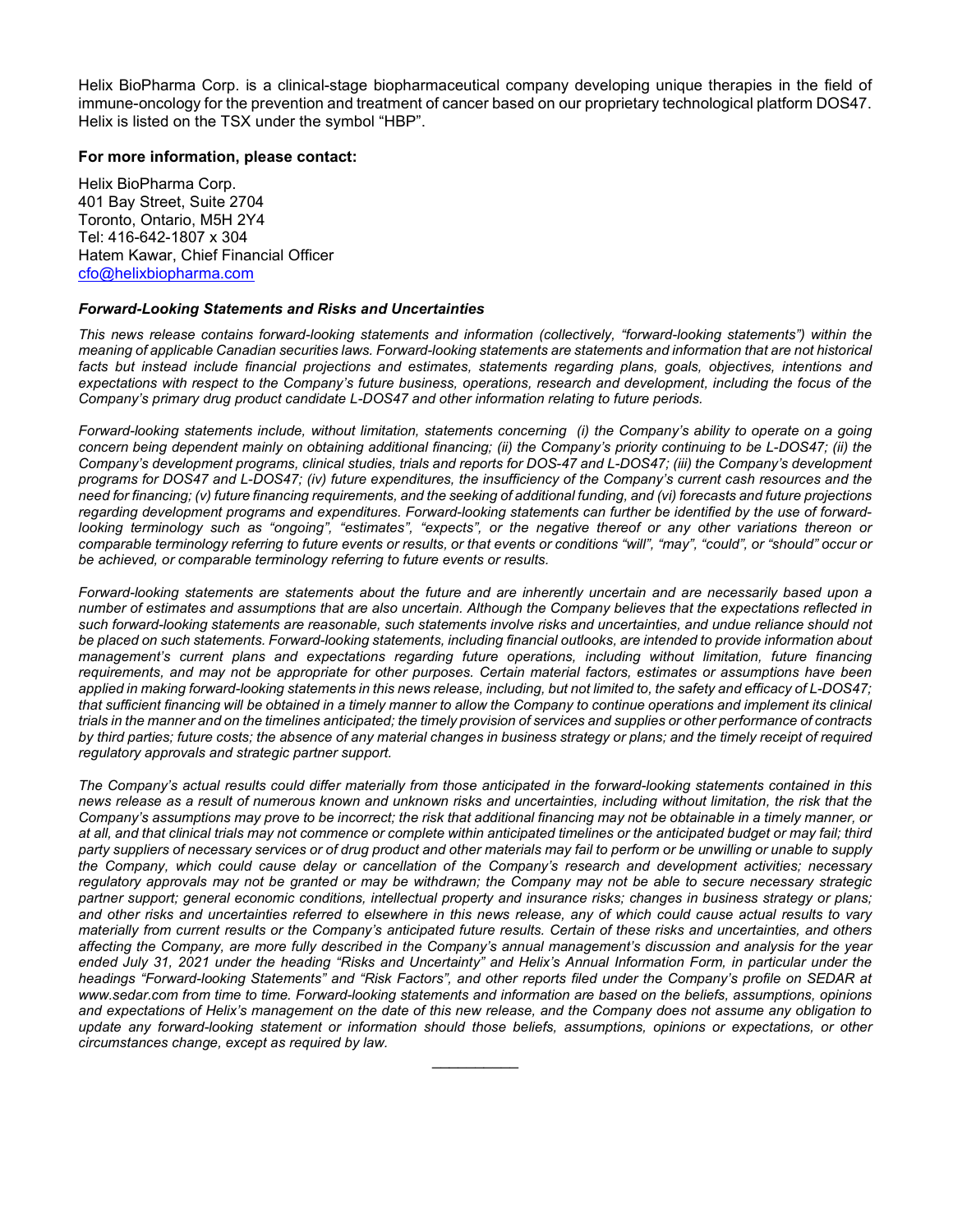Helix BioPharma Corp. is a clinical-stage biopharmaceutical company developing unique therapies in the field of immune-oncology for the prevention and treatment of cancer based on our proprietary technological platform DOS47. Helix is listed on the TSX under the symbol "HBP".

**For more information, please contact:**

Helix BioPharma Corp.
401 Bay Street, Suite 2704
Toronto, Ontario, M5H 2Y4
Tel: 416-642-1807 x 304
Hatem Kawar, Chief Financial Officer
cfo@helixbiopharma.com

***Forward-Looking Statements and Risks and Uncertainties***

*This news release contains forward-looking statements and information (collectively, "forward-looking statements") within the meaning of applicable Canadian securities laws. Forward-looking statements are statements and information that are not historical facts but instead include financial projections and estimates, statements regarding plans, goals, objectives, intentions and expectations with respect to the Company's future business, operations, research and development, including the focus of the Company's primary drug product candidate L-DOS47 and other information relating to future periods.*

*Forward-looking statements include, without limitation, statements concerning (i) the Company's ability to operate on a going concern being dependent mainly on obtaining additional financing; (ii) the Company's priority continuing to be L-DOS47; (ii) the Company's development programs, clinical studies, trials and reports for DOS-47 and L-DOS47; (iii) the Company's development programs for DOS47 and L-DOS47; (iv) future expenditures, the insufficiency of the Company's current cash resources and the need for financing; (v) future financing requirements, and the seeking of additional funding, and (vi) forecasts and future projections regarding development programs and expenditures. Forward-looking statements can further be identified by the use of forward-looking terminology such as "ongoing", "estimates", "expects", or the negative thereof or any other variations thereon or comparable terminology referring to future events or results, or that events or conditions "will", "may", "could", or "should" occur or be achieved, or comparable terminology referring to future events or results.*

*Forward-looking statements are statements about the future and are inherently uncertain and are necessarily based upon a number of estimates and assumptions that are also uncertain. Although the Company believes that the expectations reflected in such forward-looking statements are reasonable, such statements involve risks and uncertainties, and undue reliance should not be placed on such statements. Forward-looking statements, including financial outlooks, are intended to provide information about management's current plans and expectations regarding future operations, including without limitation, future financing requirements, and may not be appropriate for other purposes. Certain material factors, estimates or assumptions have been applied in making forward-looking statements in this news release, including, but not limited to, the safety and efficacy of L-DOS47; that sufficient financing will be obtained in a timely manner to allow the Company to continue operations and implement its clinical trials in the manner and on the timelines anticipated; the timely provision of services and supplies or other performance of contracts by third parties; future costs; the absence of any material changes in business strategy or plans; and the timely receipt of required regulatory approvals and strategic partner support.*

*The Company's actual results could differ materially from those anticipated in the forward-looking statements contained in this news release as a result of numerous known and unknown risks and uncertainties, including without limitation, the risk that the Company's assumptions may prove to be incorrect; the risk that additional financing may not be obtainable in a timely manner, or at all, and that clinical trials may not commence or complete within anticipated timelines or the anticipated budget or may fail; third party suppliers of necessary services or of drug product and other materials may fail to perform or be unwilling or unable to supply the Company, which could cause delay or cancellation of the Company's research and development activities; necessary regulatory approvals may not be granted or may be withdrawn; the Company may not be able to secure necessary strategic partner support; general economic conditions, intellectual property and insurance risks; changes in business strategy or plans; and other risks and uncertainties referred to elsewhere in this news release, any of which could cause actual results to vary materially from current results or the Company's anticipated future results. Certain of these risks and uncertainties, and others affecting the Company, are more fully described in the Company's annual management's discussion and analysis for the year ended July 31, 2021 under the heading "Risks and Uncertainty" and Helix's Annual Information Form, in particular under the headings "Forward-looking Statements" and "Risk Factors", and other reports filed under the Company's profile on SEDAR at www.sedar.com from time to time. Forward-looking statements and information are based on the beliefs, assumptions, opinions and expectations of Helix's management on the date of this new release, and the Company does not assume any obligation to update any forward-looking statement or information should those beliefs, assumptions, opinions or expectations, or other circumstances change, except as required by law.*

\_\_\_\_\_\_\_\_\_\_